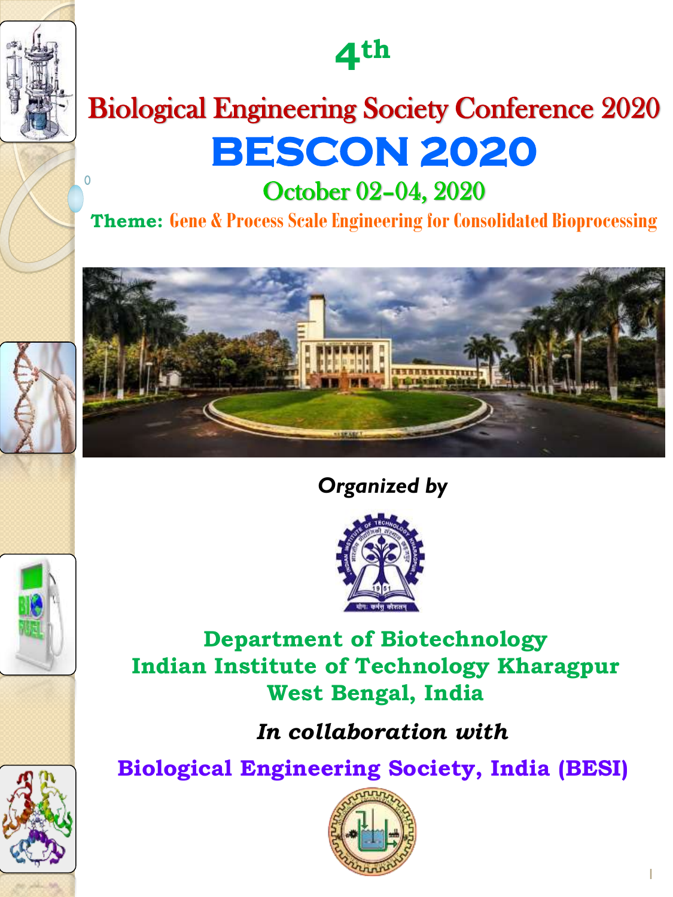# 4th

# Biological Engineering Society Conference 2020

# BESCON 2020

## October 02-04, 2020

**Theme:** Gene & Process Scale Engineering for Consolidated Bioprocessing

*Organized by*

**Department of Biotechnology**
**Indian Institute of Technology Kharagpur**
**West Bengal, India**

***In collaboration with***

**Biological Engineering Society, India (BESI)**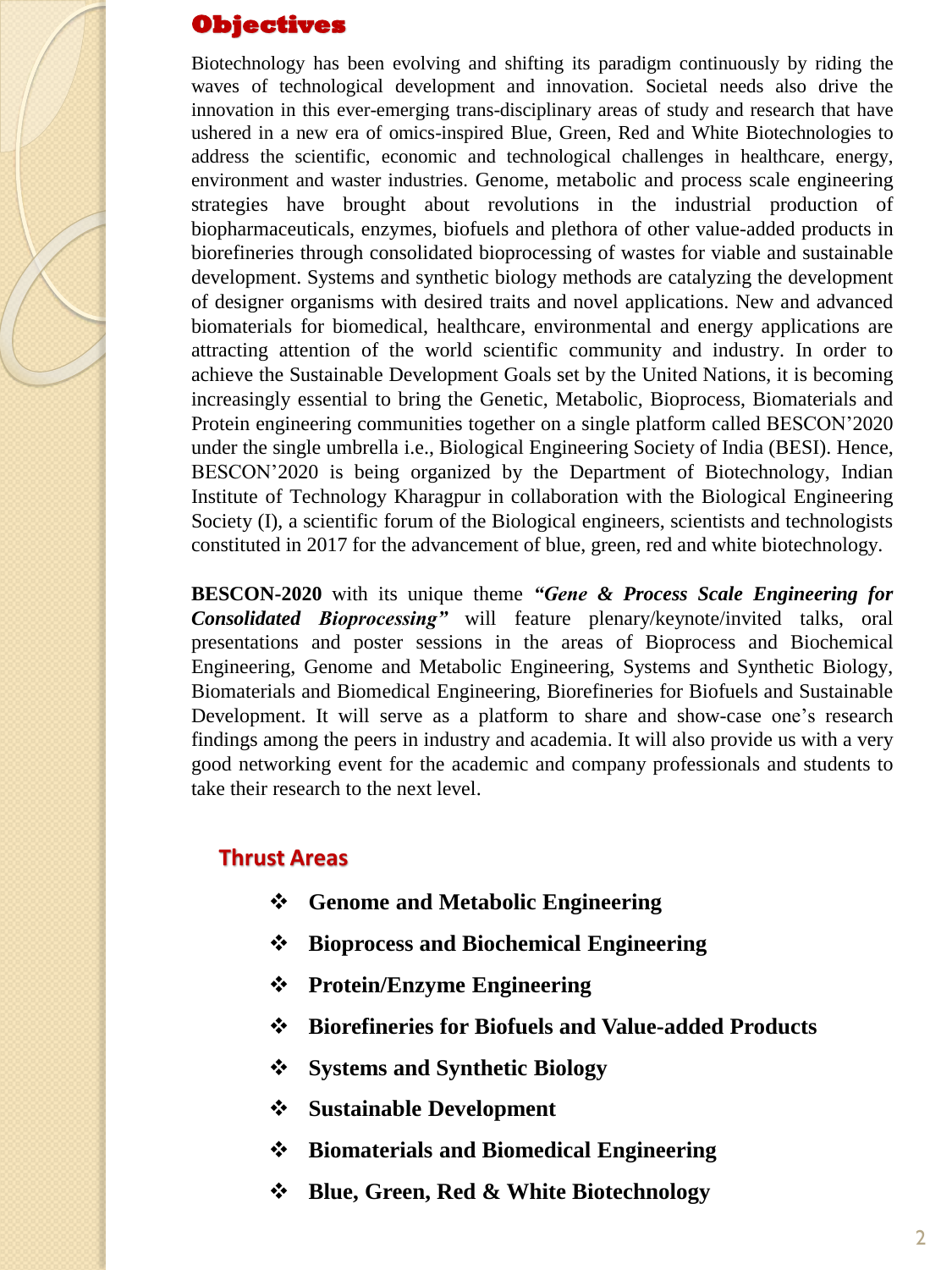## Objectives

Biotechnology has been evolving and shifting its paradigm continuously by riding the waves of technological development and innovation. Societal needs also drive the innovation in this ever-emerging trans-disciplinary areas of study and research that have ushered in a new era of omics-inspired Blue, Green, Red and White Biotechnologies to address the scientific, economic and technological challenges in healthcare, energy, environment and waster industries. Genome, metabolic and process scale engineering strategies have brought about revolutions in the industrial production of biopharmaceuticals, enzymes, biofuels and plethora of other value-added products in biorefineries through consolidated bioprocessing of wastes for viable and sustainable development. Systems and synthetic biology methods are catalyzing the development of designer organisms with desired traits and novel applications. New and advanced biomaterials for biomedical, healthcare, environmental and energy applications are attracting attention of the world scientific community and industry. In order to achieve the Sustainable Development Goals set by the United Nations, it is becoming increasingly essential to bring the Genetic, Metabolic, Bioprocess, Biomaterials and Protein engineering communities together on a single platform called BESCON'2020 under the single umbrella i.e., Biological Engineering Society of India (BESI). Hence, BESCON'2020 is being organized by the Department of Biotechnology, Indian Institute of Technology Kharagpur in collaboration with the Biological Engineering Society (I), a scientific forum of the Biological engineers, scientists and technologists constituted in 2017 for the advancement of blue, green, red and white biotechnology.

**BESCON-2020** with its unique theme ***"Gene & Process Scale Engineering for Consolidated Bioprocessing"*** will feature plenary/keynote/invited talks, oral presentations and poster sessions in the areas of Bioprocess and Biochemical Engineering, Genome and Metabolic Engineering, Systems and Synthetic Biology, Biomaterials and Biomedical Engineering, Biorefineries for Biofuels and Sustainable Development. It will serve as a platform to share and show-case one's research findings among the peers in industry and academia. It will also provide us with a very good networking event for the academic and company professionals and students to take their research to the next level.

## Thrust Areas

- **Genome and Metabolic Engineering**
- **Bioprocess and Biochemical Engineering**
- **Protein/Enzyme Engineering**
- **Biorefineries for Biofuels and Value-added Products**
- **Systems and Synthetic Biology**
- **Sustainable Development**
- **Biomaterials and Biomedical Engineering**
- **Blue, Green, Red & White Biotechnology**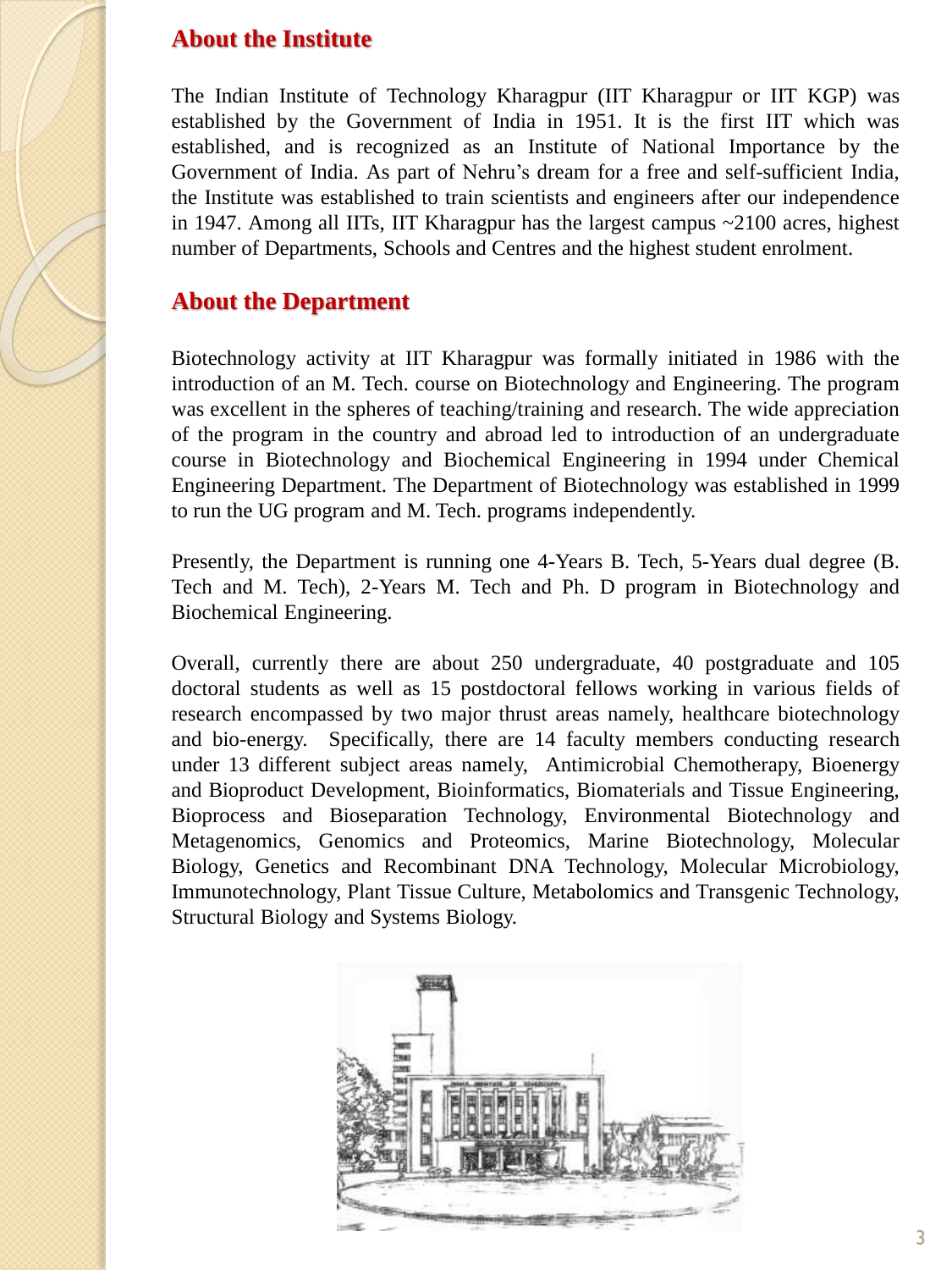## About the Institute

The Indian Institute of Technology Kharagpur (IIT Kharagpur or IIT KGP) was established by the Government of India in 1951. It is the first IIT which was established, and is recognized as an Institute of National Importance by the Government of India. As part of Nehru's dream for a free and self-sufficient India, the Institute was established to train scientists and engineers after our independence in 1947. Among all IITs, IIT Kharagpur has the largest campus ~2100 acres, highest number of Departments, Schools and Centres and the highest student enrolment.

## About the Department

Biotechnology activity at IIT Kharagpur was formally initiated in 1986 with the introduction of an M. Tech. course on Biotechnology and Engineering. The program was excellent in the spheres of teaching/training and research. The wide appreciation of the program in the country and abroad led to introduction of an undergraduate course in Biotechnology and Biochemical Engineering in 1994 under Chemical Engineering Department. The Department of Biotechnology was established in 1999 to run the UG program and M. Tech. programs independently.

Presently, the Department is running one 4-Years B. Tech, 5-Years dual degree (B. Tech and M. Tech), 2-Years M. Tech and Ph. D program in Biotechnology and Biochemical Engineering.

Overall, currently there are about 250 undergraduate, 40 postgraduate and 105 doctoral students as well as 15 postdoctoral fellows working in various fields of research encompassed by two major thrust areas namely, healthcare biotechnology and bio-energy. Specifically, there are 14 faculty members conducting research under 13 different subject areas namely, Antimicrobial Chemotherapy, Bioenergy and Bioproduct Development, Bioinformatics, Biomaterials and Tissue Engineering, Bioprocess and Bioseparation Technology, Environmental Biotechnology and Metagenomics, Genomics and Proteomics, Marine Biotechnology, Molecular Biology, Genetics and Recombinant DNA Technology, Molecular Microbiology, Immunotechnology, Plant Tissue Culture, Metabolomics and Transgenic Technology, Structural Biology and Systems Biology.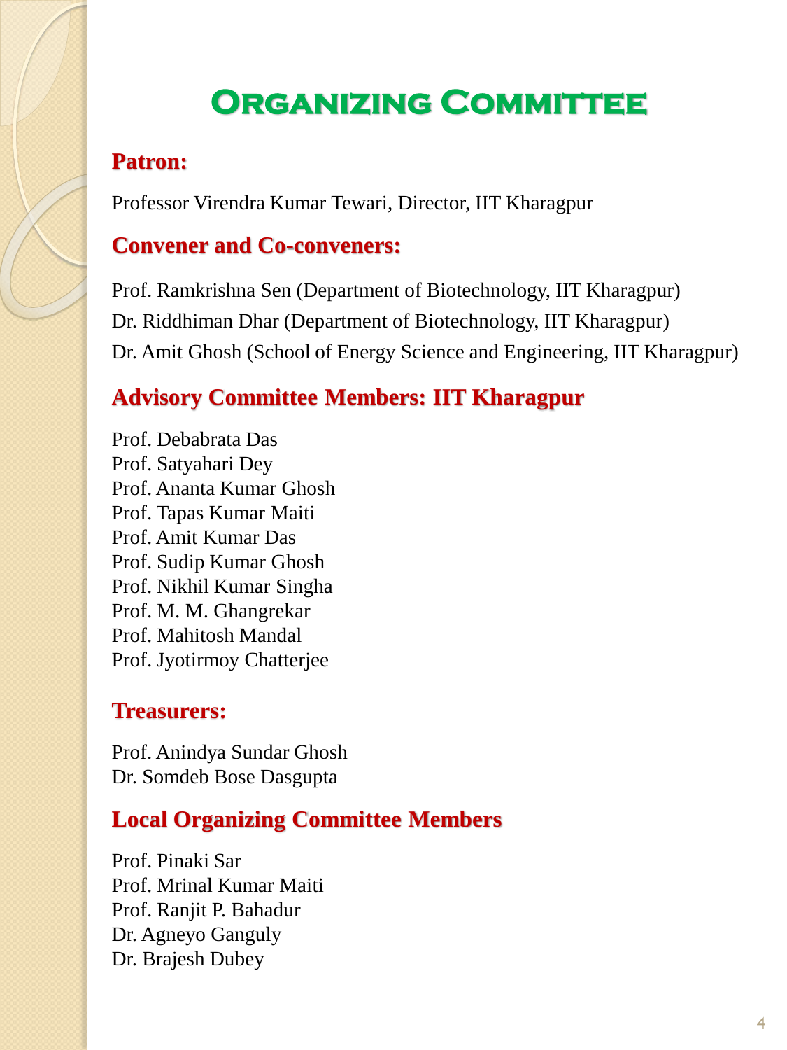# Organizing Committee

## Patron:

Professor Virendra Kumar Tewari, Director, IIT Kharagpur

## Convener and Co-conveners:

Prof. Ramkrishna Sen (Department of Biotechnology, IIT Kharagpur)
Dr. Riddhiman Dhar (Department of Biotechnology, IIT Kharagpur)
Dr. Amit Ghosh (School of Energy Science and Engineering, IIT Kharagpur)

## Advisory Committee Members: IIT Kharagpur

Prof. Debabrata Das
Prof. Satyahari Dey
Prof. Ananta Kumar Ghosh
Prof. Tapas Kumar Maiti
Prof. Amit Kumar Das
Prof. Sudip Kumar Ghosh
Prof. Nikhil Kumar Singha
Prof. M. M. Ghangrekar
Prof. Mahitosh Mandal
Prof. Jyotirmoy Chatterjee

## Treasurers:

Prof. Anindya Sundar Ghosh
Dr. Somdeb Bose Dasgupta

## Local Organizing Committee Members

Prof. Pinaki Sar
Prof. Mrinal Kumar Maiti
Prof. Ranjit P. Bahadur
Dr. Agneyo Ganguly
Dr. Brajesh Dubey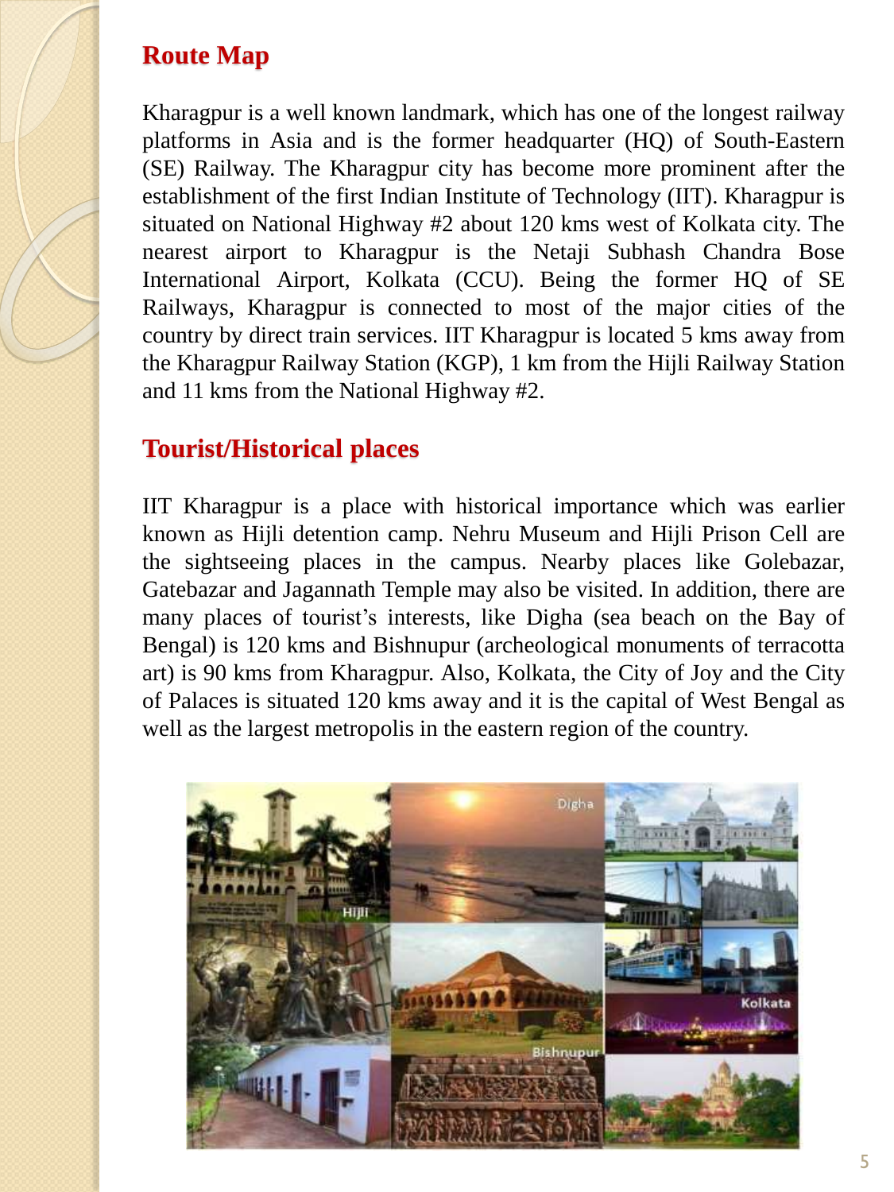## Route Map

Kharagpur is a well known landmark, which has one of the longest railway platforms in Asia and is the former headquarter (HQ) of South-Eastern (SE) Railway. The Kharagpur city has become more prominent after the establishment of the first Indian Institute of Technology (IIT). Kharagpur is situated on National Highway #2 about 120 kms west of Kolkata city. The nearest airport to Kharagpur is the Netaji Subhash Chandra Bose International Airport, Kolkata (CCU). Being the former HQ of SE Railways, Kharagpur is connected to most of the major cities of the country by direct train services. IIT Kharagpur is located 5 kms away from the Kharagpur Railway Station (KGP), 1 km from the Hijli Railway Station and 11 kms from the National Highway #2.

## Tourist/Historical places

IIT Kharagpur is a place with historical importance which was earlier known as Hijli detention camp. Nehru Museum and Hijli Prison Cell are the sightseeing places in the campus. Nearby places like Golebazar, Gatebazar and Jagannath Temple may also be visited. In addition, there are many places of tourist's interests, like Digha (sea beach on the Bay of Bengal) is 120 kms and Bishnupur (archeological monuments of terracotta art) is 90 kms from Kharagpur. Also, Kolkata, the City of Joy and the City of Palaces is situated 120 kms away and it is the capital of West Bengal as well as the largest metropolis in the eastern region of the country.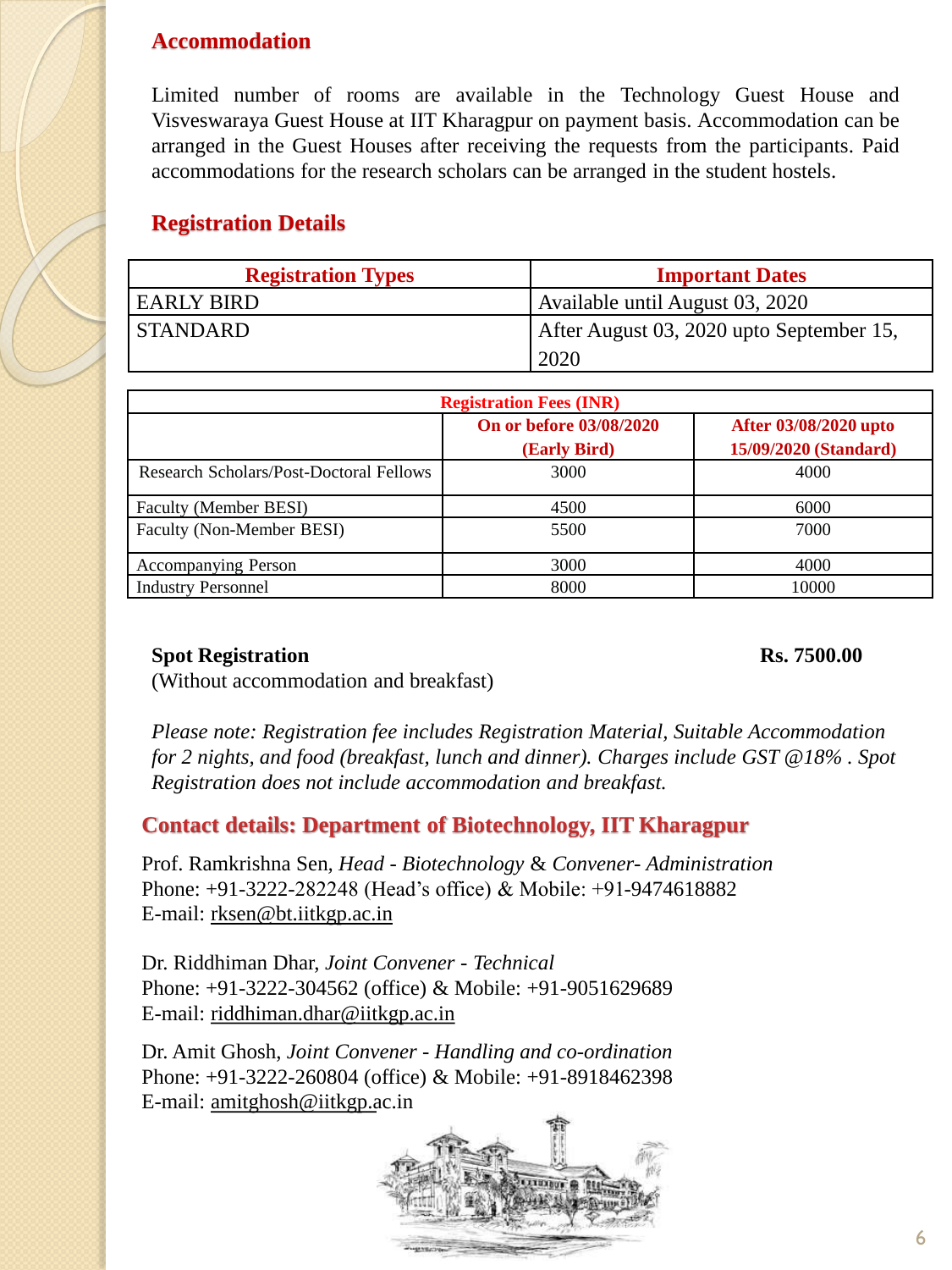## Accommodation

Limited number of rooms are available in the Technology Guest House and Visveswaraya Guest House at IIT Kharagpur on payment basis. Accommodation can be arranged in the Guest Houses after receiving the requests from the participants. Paid accommodations for the research scholars can be arranged in the student hostels.

## Registration Details

| Registration Types | Important Dates |
|---|---|
| EARLY BIRD | Available until August 03, 2020 |
| STANDARD | After August 03, 2020 upto September 15, 2020 |

| Registration Fees (INR) | | |
|---|---|---|
| | On or before 03/08/2020 (Early Bird) | After 03/08/2020 upto 15/09/2020 (Standard) |
| Research Scholars/Post-Doctoral Fellows | 3000 | 4000 |
| Faculty (Member BESI) | 4500 | 6000 |
| Faculty (Non-Member BESI) | 5500 | 7000 |
| Accompanying Person | 3000 | 4000 |
| Industry Personnel | 8000 | 10000 |

**Spot Registration** **Rs. 7500.00**
(Without accommodation and breakfast)

*Please note: Registration fee includes Registration Material, Suitable Accommodation for 2 nights, and food (breakfast, lunch and dinner). Charges include GST @18% . Spot Registration does not include accommodation and breakfast.*

## Contact details: Department of Biotechnology, IIT Kharagpur

Prof. Ramkrishna Sen, *Head - Biotechnology* & *Convener- Administration*
Phone: +91-3222-282248 (Head's office) & Mobile: +91-9474618882
E-mail: rksen@bt.iitkgp.ac.in

Dr. Riddhiman Dhar, *Joint Convener - Technical*
Phone: +91-3222-304562 (office) & Mobile: +91-9051629689
E-mail: riddhiman.dhar@iitkgp.ac.in

Dr. Amit Ghosh, *Joint Convener - Handling and co-ordination*
Phone: +91-3222-260804 (office) & Mobile: +91-8918462398
E-mail: amitghosh@iitkgp.ac.in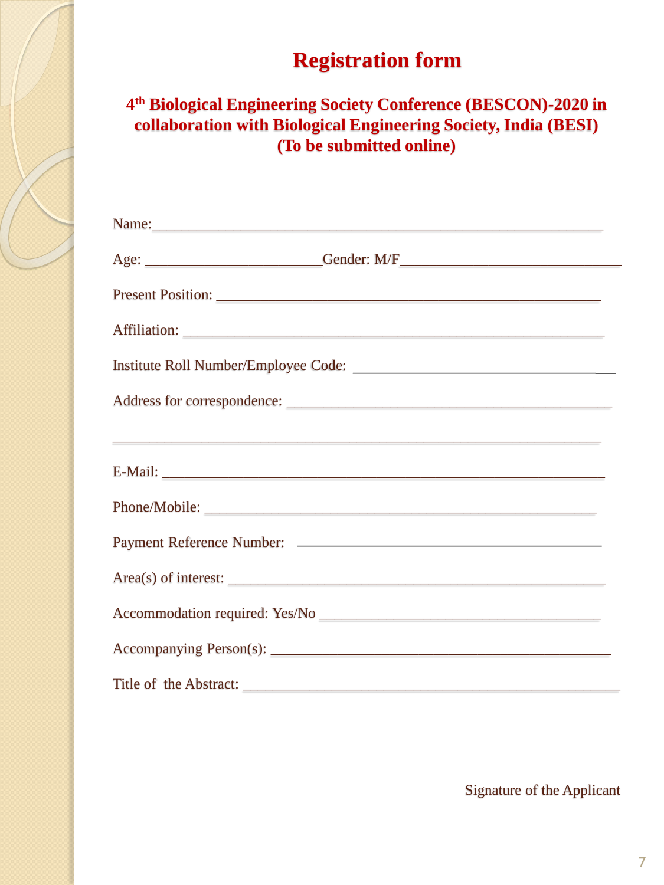# Registration form

## 4th Biological Engineering Society Conference (BESCON)-2020 in collaboration with Biological Engineering Society, India (BESI) (To be submitted online)

Name:______________________________________________________________

Age: _________________________Gender: M/F_______________________________

Present Position: ______________________________________________________

Affiliation: __________________________________________________________

Institute Roll Number/Employee Code: ______________________________________

Address for correspondence: _____________________________________________

______________________________________________________________________

E-Mail: _____________________________________________________________

Phone/Mobile: _______________________________________________________

Payment Reference Number: ____________________________________________

Area(s) of interest: ____________________________________________________

Accommodation required: Yes/No ________________________________________

Accompanying Person(s): ________________________________________________

Title of the Abstract: ___________________________________________________

Signature of the Applicant